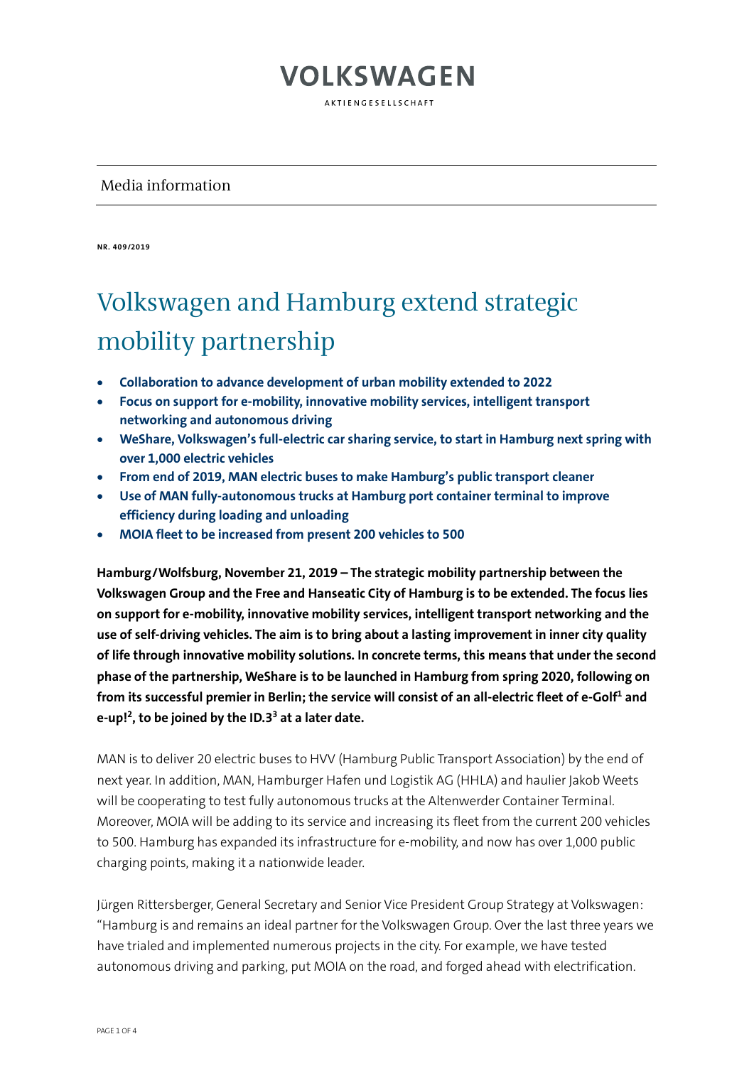VOLKSWAGEN

AKTIENGESELLSCHAFT

Media information

**NR. 409/2019**

# Volkswagen and Hamburg extend strategic mobility partnership

- **Collaboration to advance development of urban mobility extended to 2022**
- **Focus on support for e-mobility, innovative mobility services, intelligent transport networking and autonomous driving**
- **WeShare, Volkswagen's full-electric car sharing service, to start in Hamburg next spring with over 1,000 electric vehicles**
- **From end of 2019, MAN electric buses to make Hamburg's public transport cleaner**
- **Use of MAN fully-autonomous trucks at Hamburg port container terminal to improve efficiency during loading and unloading**
- **MOIA fleet to be increased from present 200 vehicles to 500**

**Hamburg/Wolfsburg, November 21, 2019 – The strategic mobility partnership between the Volkswagen Group and the Free and Hanseatic City of Hamburg is to be extended. The focus lies on support for e-mobility, innovative mobility services, intelligent transport networking and the use of self-driving vehicles. The aim is to bring about a lasting improvement in inner city quality of life through innovative mobility solutions. In concrete terms, this means that under the second phase of the partnership, WeShare is to be launched in Hamburg from spring 2020, following on from its successful premier in Berlin; the service will consist of an all-electric fleet of e-Golf[1] and e-up![2], to be joined by the ID.3[3] at a later date.**

MAN is to deliver 20 electric buses to HVV (Hamburg Public Transport Association) by the end of next year. In addition, MAN, Hamburger Hafen und Logistik AG (HHLA) and haulier Jakob Weets will be cooperating to test fully autonomous trucks at the Altenwerder Container Terminal. Moreover, MOIA will be adding to its service and increasing its fleet from the current 200 vehicles to 500. Hamburg has expanded its infrastructure for e-mobility, and now has over 1,000 public charging points, making it a nationwide leader.

Jürgen Rittersberger, General Secretary and Senior Vice President Group Strategy at Volkswagen: "Hamburg is and remains an ideal partner for the Volkswagen Group. Over the last three years we have trialed and implemented numerous projects in the city. For example, we have tested autonomous driving and parking, put MOIA on the road, and forged ahead with electrification.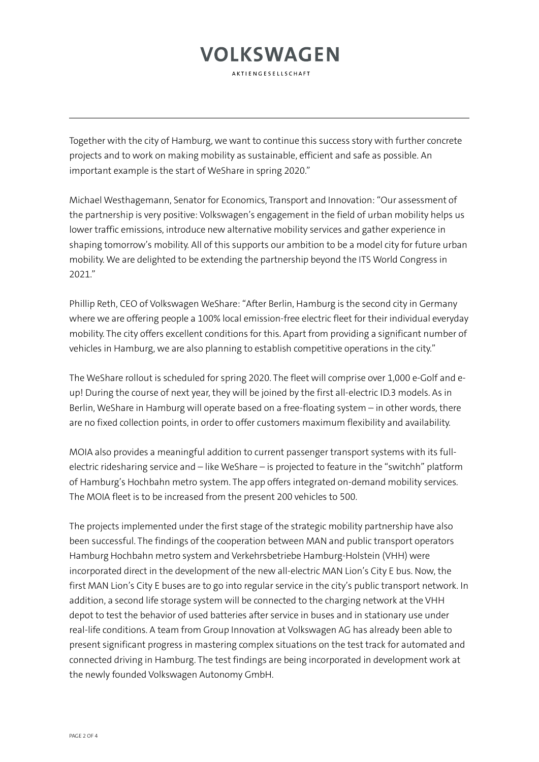Together with the city of Hamburg, we want to continue this success story with further concrete projects and to work on making mobility as sustainable, efficient and safe as possible. An important example is the start of WeShare in spring 2020."

Michael Westhagemann, Senator for Economics, Transport and Innovation: "Our assessment of the partnership is very positive: Volkswagen's engagement in the field of urban mobility helps us lower traffic emissions, introduce new alternative mobility services and gather experience in shaping tomorrow's mobility. All of this supports our ambition to be a model city for future urban mobility. We are delighted to be extending the partnership beyond the ITS World Congress in 2021."

Phillip Reth, CEO of Volkswagen WeShare: "After Berlin, Hamburg is the second city in Germany where we are offering people a 100% local emission-free electric fleet for their individual everyday mobility. The city offers excellent conditions for this. Apart from providing a significant number of vehicles in Hamburg, we are also planning to establish competitive operations in the city."

The WeShare rollout is scheduled for spring 2020. The fleet will comprise over 1,000 e-Golf and e-up! During the course of next year, they will be joined by the first all-electric ID.3 models. As in Berlin, WeShare in Hamburg will operate based on a free-floating system – in other words, there are no fixed collection points, in order to offer customers maximum flexibility and availability.

MOIA also provides a meaningful addition to current passenger transport systems with its full-electric ridesharing service and – like WeShare – is projected to feature in the "switchh" platform of Hamburg's Hochbahn metro system. The app offers integrated on-demand mobility services. The MOIA fleet is to be increased from the present 200 vehicles to 500.

The projects implemented under the first stage of the strategic mobility partnership have also been successful. The findings of the cooperation between MAN and public transport operators Hamburg Hochbahn metro system and Verkehrsbetriebe Hamburg-Holstein (VHH) were incorporated direct in the development of the new all-electric MAN Lion's City E bus. Now, the first MAN Lion's City E buses are to go into regular service in the city's public transport network. In addition, a second life storage system will be connected to the charging network at the VHH depot to test the behavior of used batteries after service in buses and in stationary use under real-life conditions. A team from Group Innovation at Volkswagen AG has already been able to present significant progress in mastering complex situations on the test track for automated and connected driving in Hamburg. The test findings are being incorporated in development work at the newly founded Volkswagen Autonomy GmbH.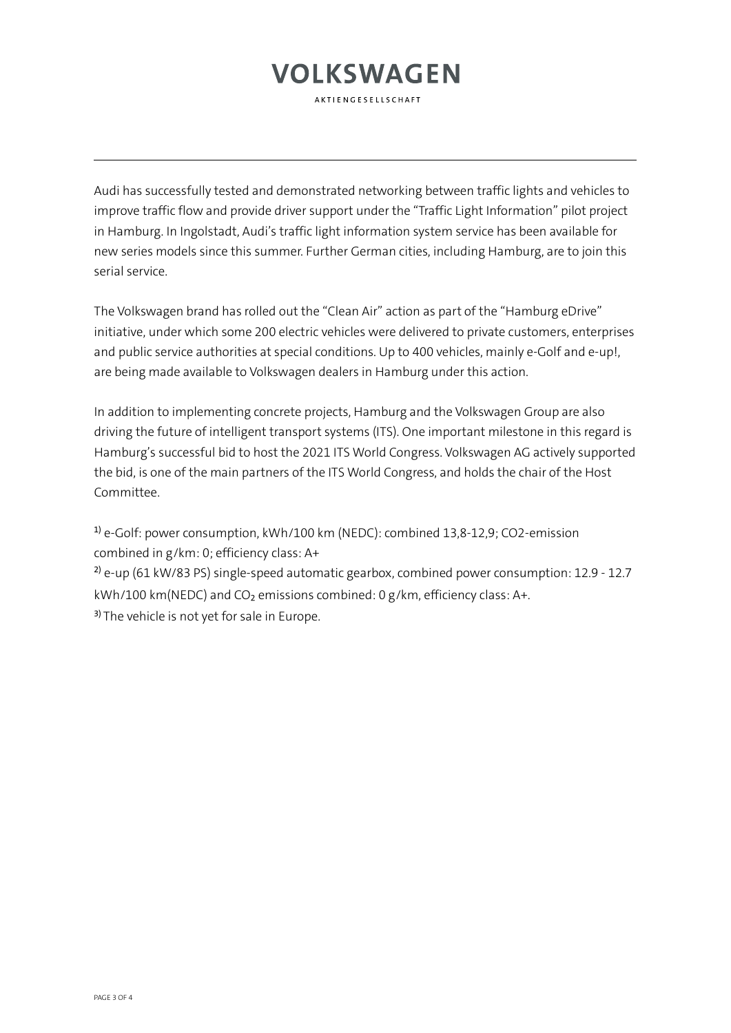Audi has successfully tested and demonstrated networking between traffic lights and vehicles to improve traffic flow and provide driver support under the "Traffic Light Information" pilot project in Hamburg. In Ingolstadt, Audi's traffic light information system service has been available for new series models since this summer. Further German cities, including Hamburg, are to join this serial service.

The Volkswagen brand has rolled out the "Clean Air" action as part of the "Hamburg eDrive" initiative, under which some 200 electric vehicles were delivered to private customers, enterprises and public service authorities at special conditions. Up to 400 vehicles, mainly e-Golf and e-up!, are being made available to Volkswagen dealers in Hamburg under this action.

In addition to implementing concrete projects, Hamburg and the Volkswagen Group are also driving the future of intelligent transport systems (ITS). One important milestone in this regard is Hamburg's successful bid to host the 2021 ITS World Congress. Volkswagen AG actively supported the bid, is one of the main partners of the ITS World Congress, and holds the chair of the Host Committee.

[1)] e-Golf: power consumption, kWh/100 km (NEDC): combined 13,8-12,9; CO2-emission combined in g/km: 0; efficiency class: A+

[2)] e-up (61 kW/83 PS) single-speed automatic gearbox, combined power consumption: 12.9 - 12.7 kWh/100 km(NEDC) and $CO_2$ emissions combined: 0 g/km, efficiency class: A+.

[3)] The vehicle is not yet for sale in Europe.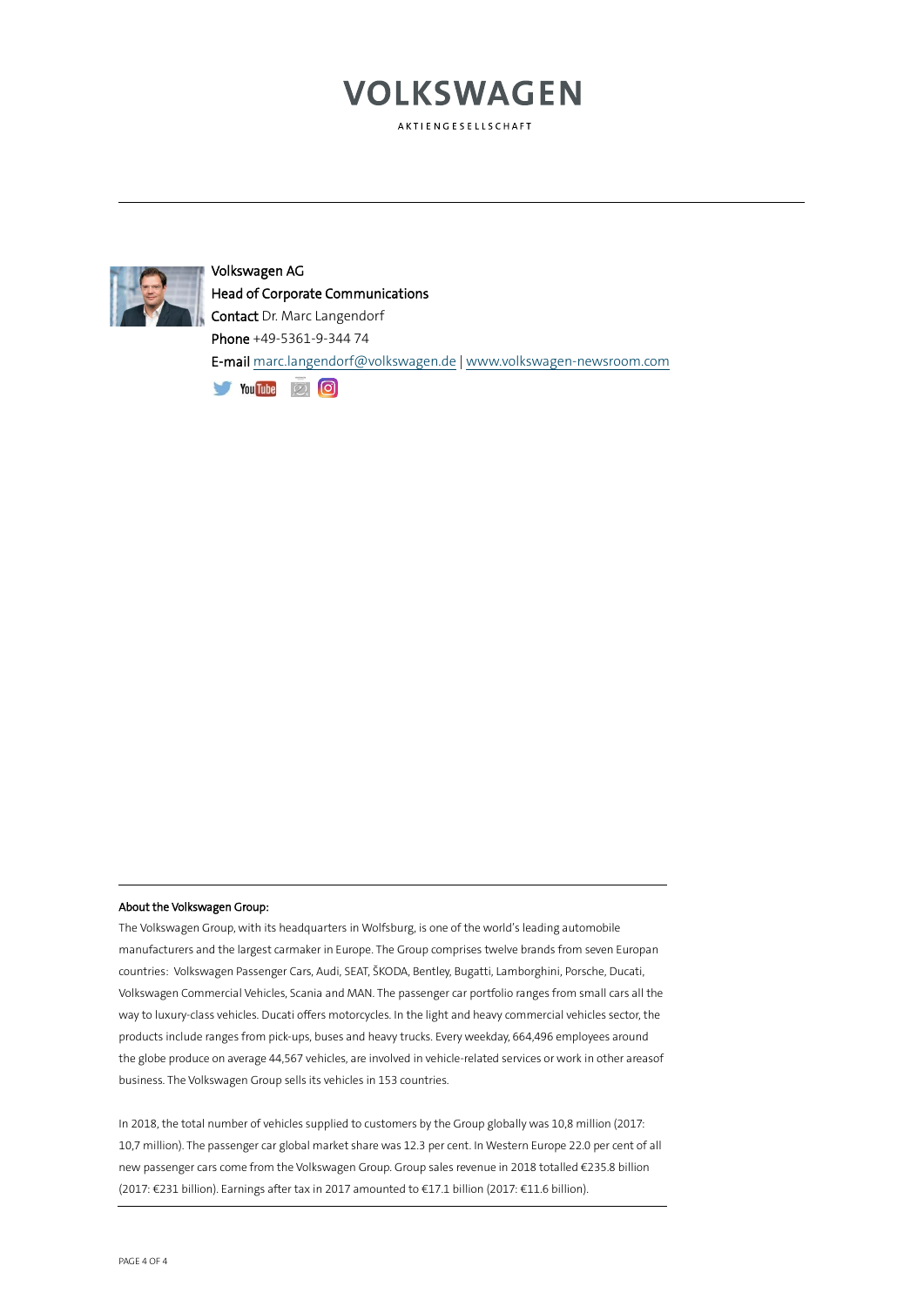VOLKSWAGEN

AKTIENGESELLSCHAFT

**Volkswagen AG**
**Head of Corporate Communications**
**Contact** Dr. Marc Langendorf
**Phone** +49-5361-9-344 74
**E-mail** marc.langendorf@volkswagen.de | www.volkswagen-newsroom.com

---

**About the Volkswagen Group:**

The Volkswagen Group, with its headquarters in Wolfsburg, is one of the world's leading automobile manufacturers and the largest carmaker in Europe. The Group comprises twelve brands from seven Europan countries: Volkswagen Passenger Cars, Audi, SEAT, ŠKODA, Bentley, Bugatti, Lamborghini, Porsche, Ducati, Volkswagen Commercial Vehicles, Scania and MAN. The passenger car portfolio ranges from small cars all the way to luxury-class vehicles. Ducati offers motorcycles. In the light and heavy commercial vehicles sector, the products include ranges from pick-ups, buses and heavy trucks. Every weekday, 664,496 employees around the globe produce on average 44,567 vehicles, are involved in vehicle-related services or work in other areasof business. The Volkswagen Group sells its vehicles in 153 countries.

In 2018, the total number of vehicles supplied to customers by the Group globally was 10,8 million (2017: 10,7 million). The passenger car global market share was 12.3 per cent. In Western Europe 22.0 per cent of all new passenger cars come from the Volkswagen Group. Group sales revenue in 2018 totalled €235.8 billion (2017: €231 billion). Earnings after tax in 2017 amounted to €17.1 billion (2017: €11.6 billion).